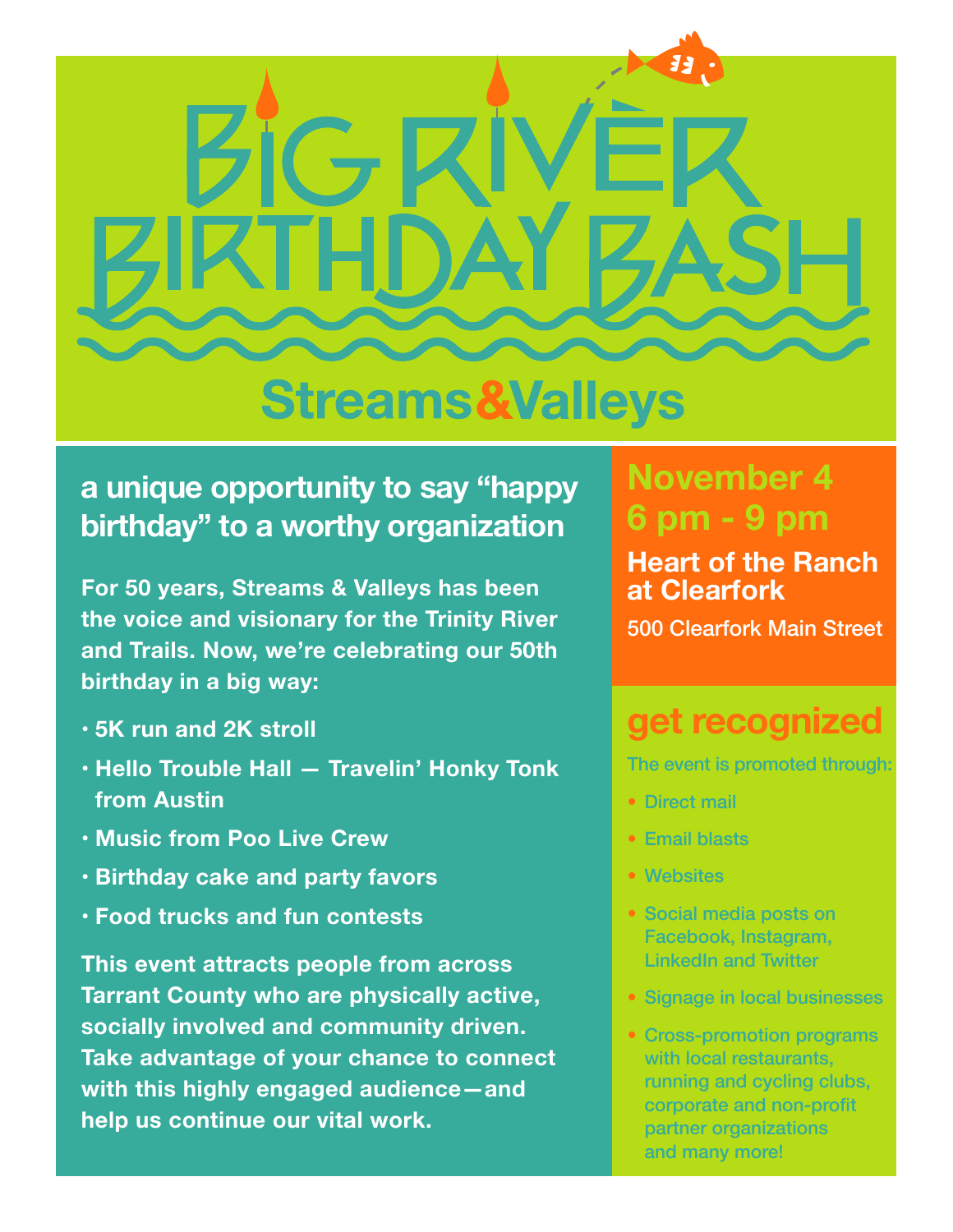# BIG RIVER BIRTHDAY BASH

## Streams&Valleys

### a unique opportunity to say "happy birthday" to a worthy organization

**For 50 years, Streams & Valleys has been the voice and visionary for the Trinity River and Trails. Now, we're celebrating our 50th birthday in a big way:**

- **5K run and 2K stroll**
- **Hello Trouble Hall — Travelin' Honky Tonk from Austin**
- **Music from Poo Live Crew**
- **Birthday cake and party favors**
- **Food trucks and fun contests**

**This event attracts people from across Tarrant County who are physically active, socially involved and community driven. Take advantage of your chance to connect with this highly engaged audience—and help us continue our vital work.**

## November 4
## 6 pm - 9 pm

**Heart of the Ranch at Clearfork**

500 Clearfork Main Street

## get recognized

The event is promoted through:

- Direct mail
- Email blasts
- Websites
- Social media posts on Facebook, Instagram, LinkedIn and Twitter
- Signage in local businesses
- Cross-promotion programs with local restaurants, running and cycling clubs, corporate and non-profit partner organizations and many more!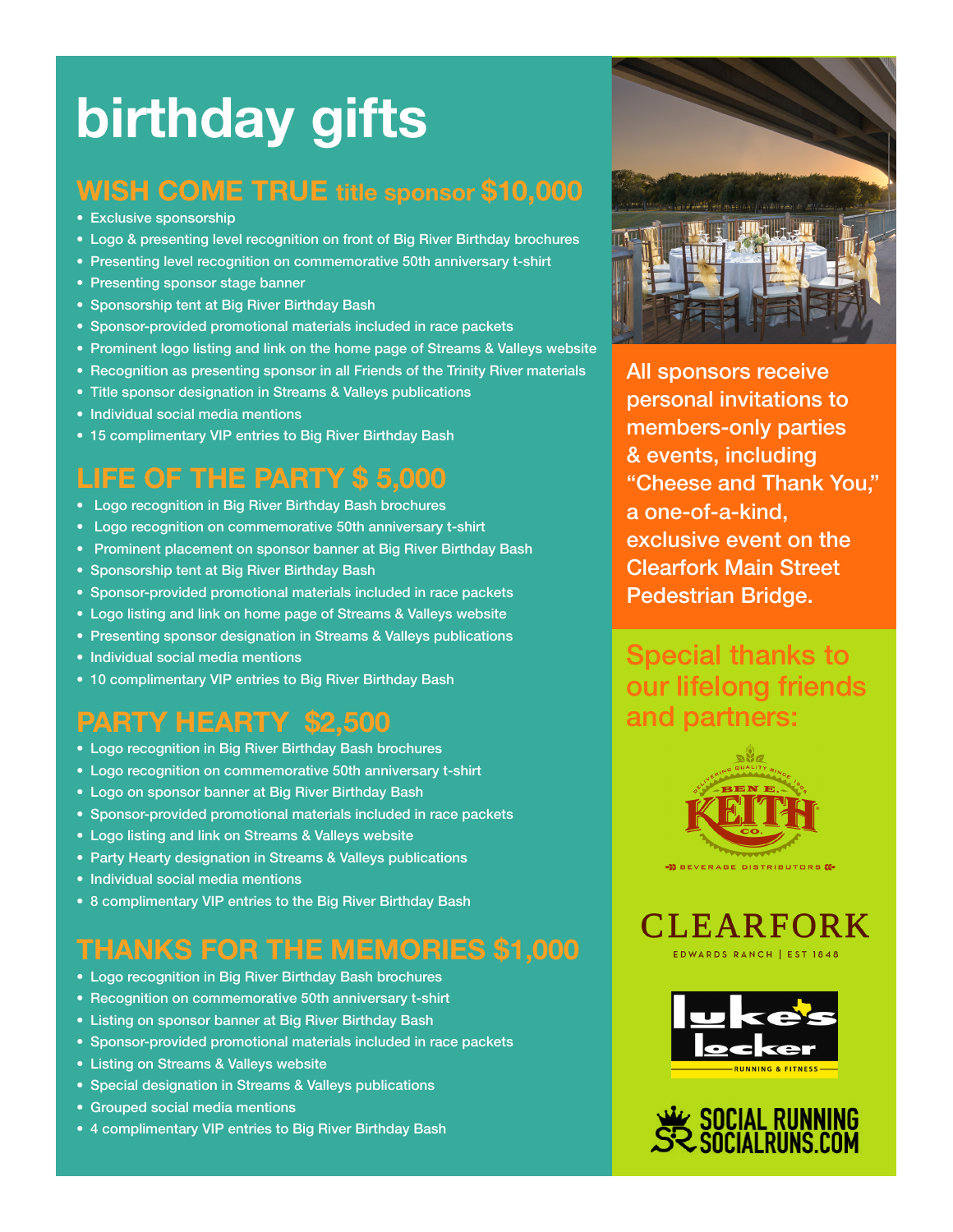# birthday gifts

## WISH COME TRUE title sponsor $10,000

- Exclusive sponsorship
- Logo & presenting level recognition on front of Big River Birthday brochures
- Presenting level recognition on commemorative 50th anniversary t-shirt
- Presenting sponsor stage banner
- Sponsorship tent at Big River Birthday Bash
- Sponsor-provided promotional materials included in race packets
- Prominent logo listing and link on the home page of Streams & Valleys website
- Recognition as presenting sponsor in all Friends of the Trinity River materials
- Title sponsor designation in Streams & Valleys publications
- Individual social media mentions
- 15 complimentary VIP entries to Big River Birthday Bash

## LIFE OF THE PARTY $ 5,000

- Logo recognition in Big River Birthday Bash brochures
- Logo recognition on commemorative 50th anniversary t-shirt
- Prominent placement on sponsor banner at Big River Birthday Bash
- Sponsorship tent at Big River Birthday Bash
- Sponsor-provided promotional materials included in race packets
- Logo listing and link on home page of Streams & Valleys website
- Presenting sponsor designation in Streams & Valleys publications
- Individual social media mentions
- 10 complimentary VIP entries to Big River Birthday Bash

## PARTY HEARTY $2,500

- Logo recognition in Big River Birthday Bash brochures
- Logo recognition on commemorative 50th anniversary t-shirt
- Logo on sponsor banner at Big River Birthday Bash
- Sponsor-provided promotional materials included in race packets
- Logo listing and link on Streams & Valleys website
- Party Hearty designation in Streams & Valleys publications
- Individual social media mentions
- 8 complimentary VIP entries to the Big River Birthday Bash

## THANKS FOR THE MEMORIES $1,000

- Logo recognition in Big River Birthday Bash brochures
- Recognition on commemorative 50th anniversary t-shirt
- Listing on sponsor banner at Big River Birthday Bash
- Sponsor-provided promotional materials included in race packets
- Listing on Streams & Valleys website
- Special designation in Streams & Valleys publications
- Grouped social media mentions
- 4 complimentary VIP entries to Big River Birthday Bash

All sponsors receive personal invitations to members-only parties & events, including "Cheese and Thank You," a one-of-a-kind, exclusive event on the Clearfork Main Street Pedestrian Bridge.

## Special thanks to our lifelong friends and partners:

Ben E. Keith Co. — Delivering Quality Since 1906 — Beverage Distributors

CLEARFORK — Edwards Ranch | Est 1848

Luke's Locker — Running & Fitness

Social Running — SOCIALRUNS.COM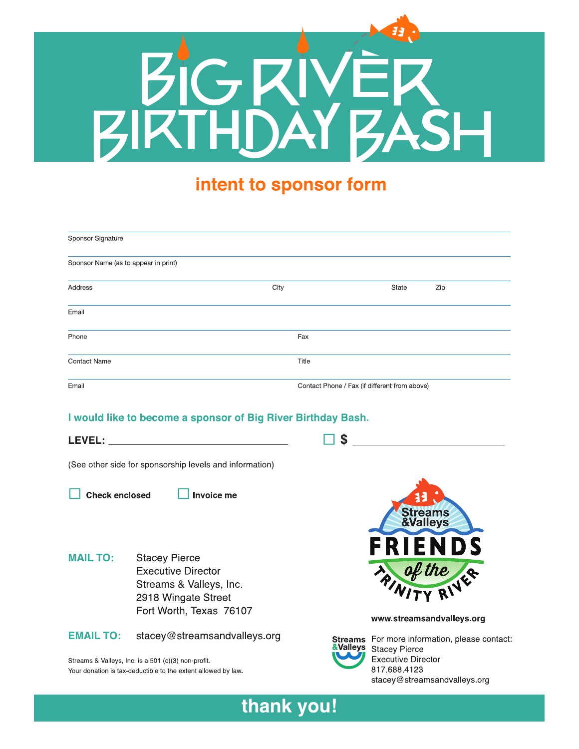# BIG RIVER BIRTHDAY BASH

## intent to sponsor form

Sponsor Signature

Sponsor Name (as to appear in print)

Address | City | State | Zip

Email

Phone | Fax

Contact Name | Title

Email | Contact Phone / Fax (if different from above)

**I would like to become a sponsor of Big River Birthday Bash.**

**LEVEL:** ______________________ ☐ **$** ______________________

(See other side for sponsorship levels and information)

☐ **Check enclosed** ☐ **Invoice me**

**MAIL TO:** Stacey Pierce
Executive Director
Streams & Valleys, Inc.
2918 Wingate Street
Fort Worth, Texas 76107

**EMAIL TO:** stacey@streamsandvalleys.org

Streams & Valleys, Inc. is a 501 (c)(3) non-profit.
Your donation is tax-deductible to the extent allowed by law.

Streams & Valleys FRIENDS of the TRINITY RIVER

**www.streamsandvalleys.org**

For more information, please contact:
Stacey Pierce
Executive Director
817.688.4123
stacey@streamsandvalleys.org

**thank you!**